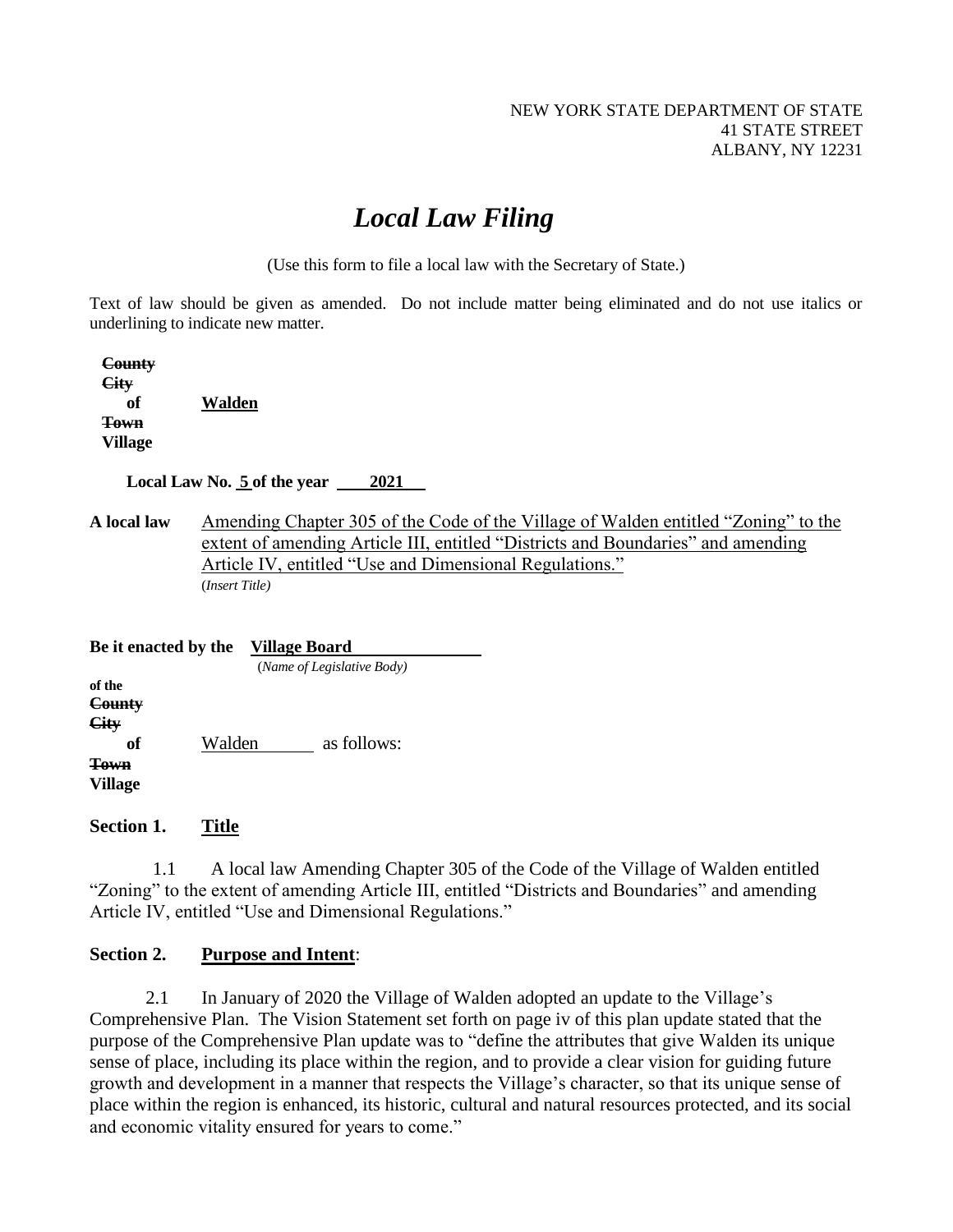NEW YORK STATE DEPARTMENT OF STATE
41 STATE STREET
ALBANY, NY 12231

# *Local Law Filing*

(Use this form to file a local law with the Secretary of State.)

Text of law should be given as amended. Do not include matter being eliminated and do not use italics or underlining to indicate new matter.

~~County~~
~~City~~
of **Walden**
~~Town~~
**Village**

**Local Law No. 5 of the year 2021**

**A local law** Amending Chapter 305 of the Code of the Village of Walden entitled "Zoning" to the extent of amending Article III, entitled "Districts and Boundaries" and amending Article IV, entitled "Use and Dimensional Regulations."
(*Insert Title)*

**Be it enacted by the Village Board**
(*Name of Legislative Body)*

**of the**
~~County~~
~~City~~
**of** Walden as follows:
~~Town~~
**Village**

## Section 1. Title

1.1 A local law Amending Chapter 305 of the Code of the Village of Walden entitled "Zoning" to the extent of amending Article III, entitled "Districts and Boundaries" and amending Article IV, entitled "Use and Dimensional Regulations."

## Section 2. Purpose and Intent:

2.1 In January of 2020 the Village of Walden adopted an update to the Village's Comprehensive Plan. The Vision Statement set forth on page iv of this plan update stated that the purpose of the Comprehensive Plan update was to "define the attributes that give Walden its unique sense of place, including its place within the region, and to provide a clear vision for guiding future growth and development in a manner that respects the Village's character, so that its unique sense of place within the region is enhanced, its historic, cultural and natural resources protected, and its social and economic vitality ensured for years to come."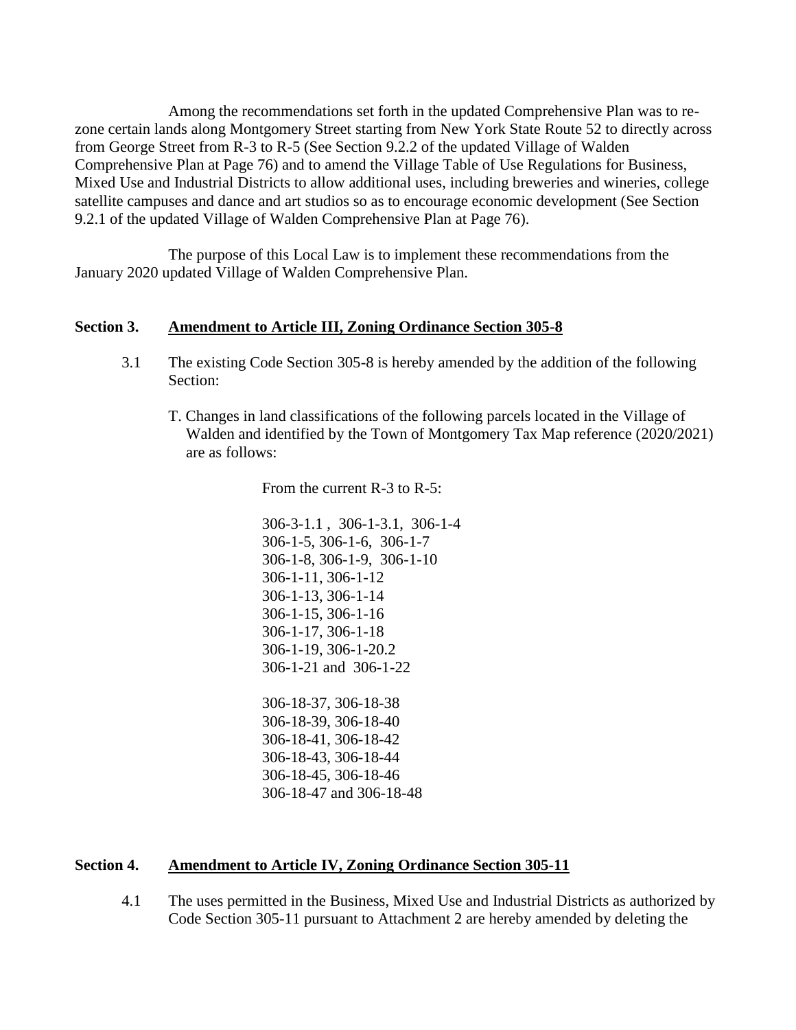Among the recommendations set forth in the updated Comprehensive Plan was to re-zone certain lands along Montgomery Street starting from New York State Route 52 to directly across from George Street from R-3 to R-5 (See Section 9.2.2 of the updated Village of Walden Comprehensive Plan at Page 76) and to amend the Village Table of Use Regulations for Business, Mixed Use and Industrial Districts to allow additional uses, including breweries and wineries, college satellite campuses and dance and art studios so as to encourage economic development (See Section 9.2.1 of the updated Village of Walden Comprehensive Plan at Page 76).

The purpose of this Local Law is to implement these recommendations from the January 2020 updated Village of Walden Comprehensive Plan.

**Section 3. Amendment to Article III, Zoning Ordinance Section 305-8**

3.1 The existing Code Section 305-8 is hereby amended by the addition of the following Section:

T. Changes in land classifications of the following parcels located in the Village of Walden and identified by the Town of Montgomery Tax Map reference (2020/2021) are as follows:

From the current R-3 to R-5:

306-3-1.1 , 306-1-3.1, 306-1-4
306-1-5, 306-1-6, 306-1-7
306-1-8, 306-1-9, 306-1-10
306-1-11, 306-1-12
306-1-13, 306-1-14
306-1-15, 306-1-16
306-1-17, 306-1-18
306-1-19, 306-1-20.2
306-1-21 and 306-1-22

306-18-37, 306-18-38
306-18-39, 306-18-40
306-18-41, 306-18-42
306-18-43, 306-18-44
306-18-45, 306-18-46
306-18-47 and 306-18-48

**Section 4. Amendment to Article IV, Zoning Ordinance Section 305-11**

4.1 The uses permitted in the Business, Mixed Use and Industrial Districts as authorized by Code Section 305-11 pursuant to Attachment 2 are hereby amended by deleting the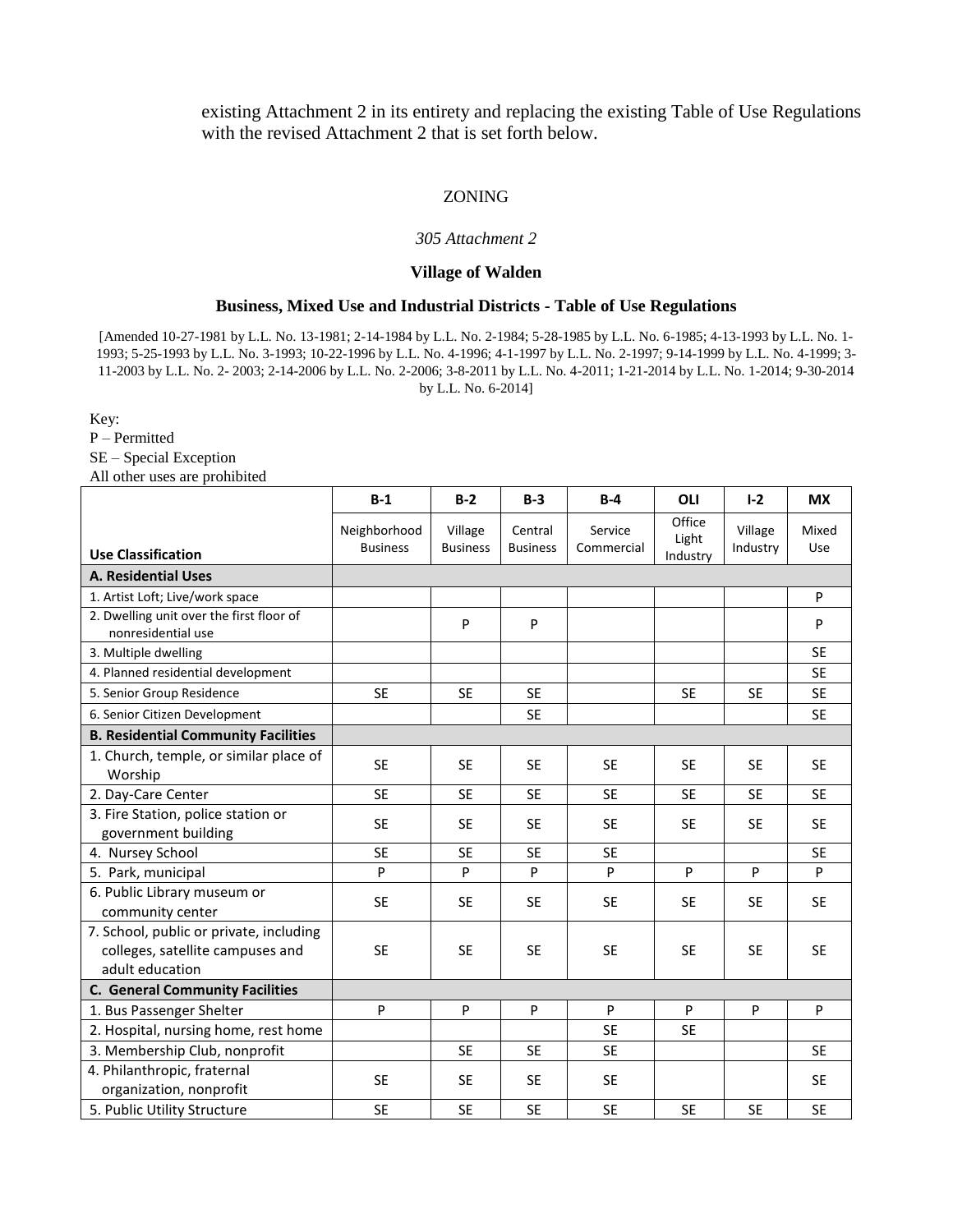existing Attachment 2 in its entirety and replacing the existing Table of Use Regulations with the revised Attachment 2 that is set forth below.

ZONING

*305 Attachment 2*

**Village of Walden**

**Business, Mixed Use and Industrial Districts - Table of Use Regulations**

[Amended 10-27-1981 by L.L. No. 13-1981; 2-14-1984 by L.L. No. 2-1984; 5-28-1985 by L.L. No. 6-1985; 4-13-1993 by L.L. No. 1-1993; 5-25-1993 by L.L. No. 3-1993; 10-22-1996 by L.L. No. 4-1996; 4-1-1997 by L.L. No. 2-1997; 9-14-1999 by L.L. No. 4-1999; 3-11-2003 by L.L. No. 2- 2003; 2-14-2006 by L.L. No. 2-2006; 3-8-2011 by L.L. No. 4-2011; 1-21-2014 by L.L. No. 1-2014; 9-30-2014 by L.L. No. 6-2014]

Key:
P – Permitted
SE – Special Exception
All other uses are prohibited

| | B-1 | B-2 | B-3 | B-4 | OLI | I-2 | MX |
|---|---|---|---|---|---|---|---|
| **Use Classification** | Neighborhood Business | Village Business | Central Business | Service Commercial | Office Light Industry | Village Industry | Mixed Use |
| **A. Residential Uses** | | | | | | | |
| 1. Artist Loft; Live/work space | | | | | | | P |
| 2. Dwelling unit over the first floor of nonresidential use | | P | P | | | | P |
| 3. Multiple dwelling | | | | | | | SE |
| 4. Planned residential development | | | | | | | SE |
| 5. Senior Group Residence | SE | SE | SE | | SE | SE | SE |
| 6. Senior Citizen Development | | | SE | | | | SE |
| **B. Residential Community Facilities** | | | | | | | |
| 1. Church, temple, or similar place of Worship | SE | SE | SE | SE | SE | SE | SE |
| 2. Day-Care Center | SE | SE | SE | SE | SE | SE | SE |
| 3. Fire Station, police station or government building | SE | SE | SE | SE | SE | SE | SE |
| 4. Nursey School | SE | SE | SE | SE | | | SE |
| 5. Park, municipal | P | P | P | P | P | P | P |
| 6. Public Library museum or community center | SE | SE | SE | SE | SE | SE | SE |
| 7. School, public or private, including colleges, satellite campuses and adult education | SE | SE | SE | SE | SE | SE | SE |
| **C. General Community Facilities** | | | | | | | |
| 1. Bus Passenger Shelter | P | P | P | P | P | P | P |
| 2. Hospital, nursing home, rest home | | | | SE | SE | | |
| 3. Membership Club, nonprofit | | SE | SE | SE | | | SE |
| 4. Philanthropic, fraternal organization, nonprofit | SE | SE | SE | SE | | | SE |
| 5. Public Utility Structure | SE | SE | SE | SE | SE | SE | SE |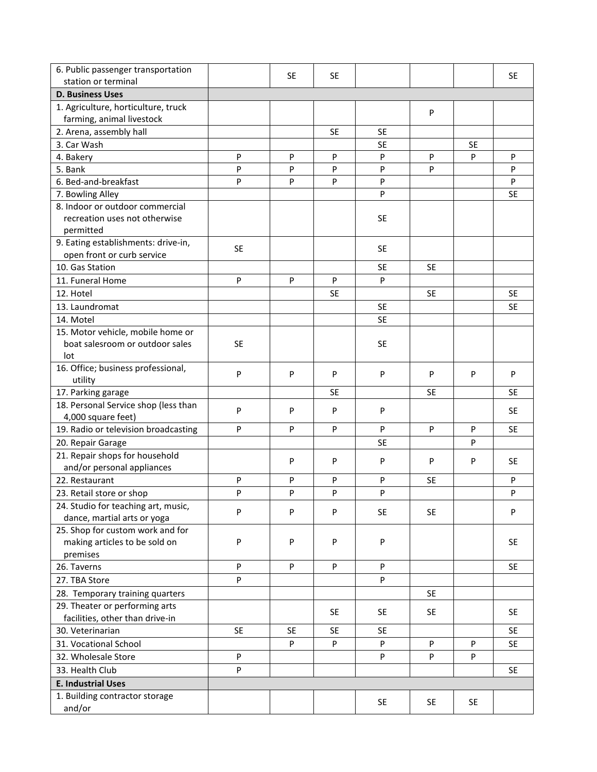| | | | | | | | |
|---|---|---|---|---|---|---|---|
| 6. Public passenger transportation station or terminal | | SE | SE | | | | SE |
| **D. Business Uses** | | | | | | | |
| 1. Agriculture, horticulture, truck farming, animal livestock | | | | | P | | |
| 2. Arena, assembly hall | | | SE | SE | | | |
| 3. Car Wash | | | | SE | | SE | |
| 4. Bakery | P | P | P | P | P | P | P |
| 5. Bank | P | P | P | P | P | | P |
| 6. Bed-and-breakfast | P | P | P | P | | | P |
| 7. Bowling Alley | | | | P | | | SE |
| 8. Indoor or outdoor commercial recreation uses not otherwise permitted | | | | SE | | | |
| 9. Eating establishments: drive-in, open front or curb service | SE | | | SE | | | |
| 10. Gas Station | | | | SE | SE | | |
| 11. Funeral Home | P | P | P | P | | | |
| 12. Hotel | | | SE | | SE | | SE |
| 13. Laundromat | | | | SE | | | SE |
| 14. Motel | | | | SE | | | |
| 15. Motor vehicle, mobile home or boat salesroom or outdoor sales lot | SE | | | SE | | | |
| 16. Office; business professional, utility | P | P | P | P | P | P | P |
| 17. Parking garage | | | SE | | SE | | SE |
| 18. Personal Service shop (less than 4,000 square feet) | P | P | P | P | | | SE |
| 19. Radio or television broadcasting | P | P | P | P | P | P | SE |
| 20. Repair Garage | | | | SE | | P | |
| 21. Repair shops for household and/or personal appliances | | P | P | P | P | P | SE |
| 22. Restaurant | P | P | P | P | SE | | P |
| 23. Retail store or shop | P | P | P | P | | | P |
| 24. Studio for teaching art, music, dance, martial arts or yoga | P | P | P | SE | SE | | P |
| 25. Shop for custom work and for making articles to be sold on premises | P | P | P | P | | | SE |
| 26. Taverns | P | P | P | P | | | SE |
| 27. TBA Store | P | | | P | | | |
| 28. Temporary training quarters | | | | | SE | | |
| 29. Theater or performing arts facilities, other than drive-in | | | SE | SE | SE | | SE |
| 30. Veterinarian | SE | SE | SE | SE | | | SE |
| 31. Vocational School | | P | P | P | P | P | SE |
| 32. Wholesale Store | P | | | P | P | P | |
| 33. Health Club | P | | | | | | SE |
| **E. Industrial Uses** | | | | | | | |
| 1. Building contractor storage and/or | | | | SE | SE | SE | |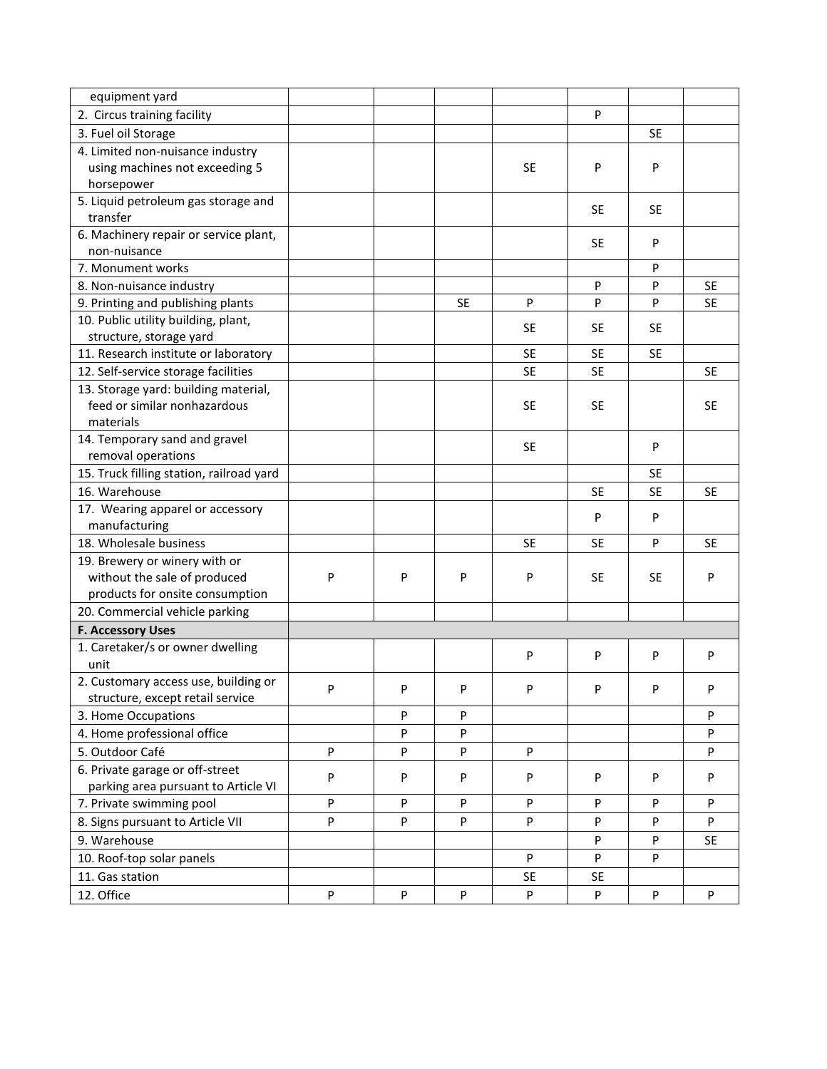| equipment yard | | | | | | | |
|---|---|---|---|---|---|---|---|
| 2. Circus training facility | | | | | P | | |
| 3. Fuel oil Storage | | | | | | SE | |
| 4. Limited non-nuisance industry using machines not exceeding 5 horsepower | | | | SE | P | P | |
| 5. Liquid petroleum gas storage and transfer | | | | | SE | SE | |
| 6. Machinery repair or service plant, non-nuisance | | | | | SE | P | |
| 7. Monument works | | | | | | P | |
| 8. Non-nuisance industry | | | | | P | P | SE |
| 9. Printing and publishing plants | | | SE | P | P | P | SE |
| 10. Public utility building, plant, structure, storage yard | | | | SE | SE | SE | |
| 11. Research institute or laboratory | | | | SE | SE | SE | |
| 12. Self-service storage facilities | | | | SE | SE | | SE |
| 13. Storage yard: building material, feed or similar nonhazardous materials | | | | SE | SE | | SE |
| 14. Temporary sand and gravel removal operations | | | | SE | | P | |
| 15. Truck filling station, railroad yard | | | | | | SE | |
| 16. Warehouse | | | | | SE | SE | SE |
| 17. Wearing apparel or accessory manufacturing | | | | | P | P | |
| 18. Wholesale business | | | | SE | SE | P | SE |
| 19. Brewery or winery with or without the sale of produced products for onsite consumption | P | P | P | P | SE | SE | P |
| 20. Commercial vehicle parking | | | | | | | |
| **F. Accessory Uses** | | | | | | | |
| 1. Caretaker/s or owner dwelling unit | | | | P | P | P | P |
| 2. Customary access use, building or structure, except retail service | P | P | P | P | P | P | P |
| 3. Home Occupations | | P | P | | | | P |
| 4. Home professional office | | P | P | | | | P |
| 5. Outdoor Café | P | P | P | P | | | P |
| 6. Private garage or off-street parking area pursuant to Article VI | P | P | P | P | P | P | P |
| 7. Private swimming pool | P | P | P | P | P | P | P |
| 8. Signs pursuant to Article VII | P | P | P | P | P | P | P |
| 9. Warehouse | | | | | P | P | SE |
| 10. Roof-top solar panels | | | | P | P | P | |
| 11. Gas station | | | | SE | SE | | |
| 12. Office | P | P | P | P | P | P | P |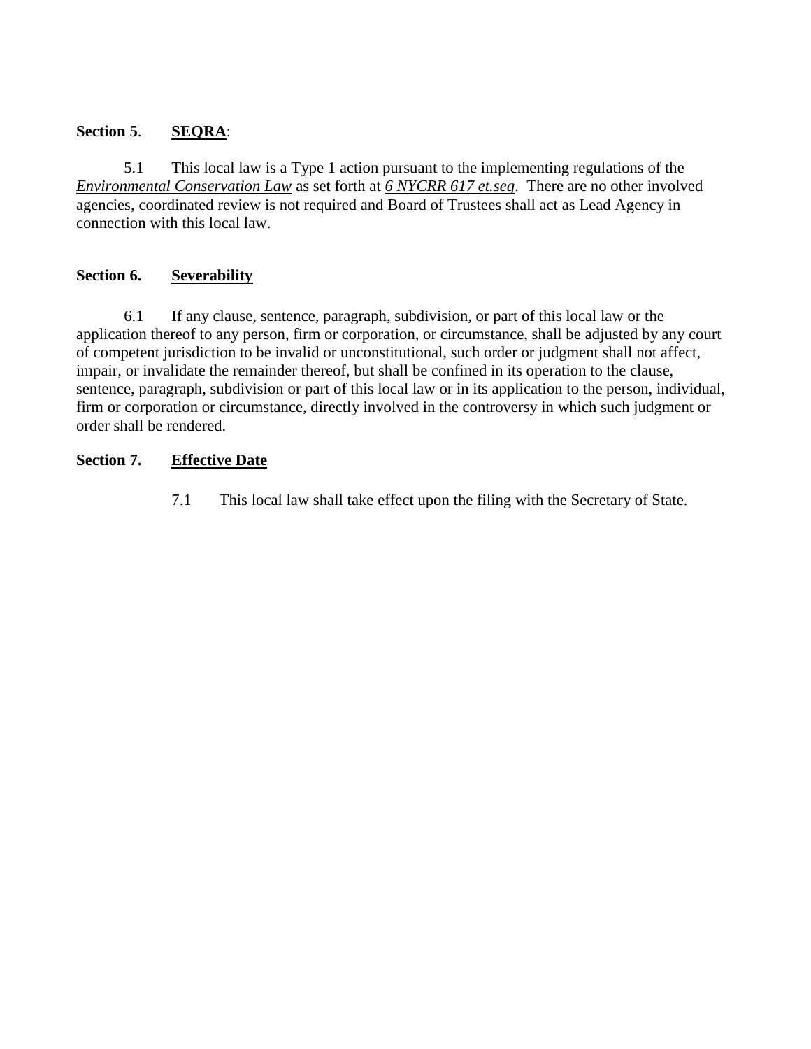**Section 5**. **SEQRA**:

5.1 This local law is a Type 1 action pursuant to the implementing regulations of the *Environmental Conservation Law* as set forth at *6 NYCRR 617 et.seq*. There are no other involved agencies, coordinated review is not required and Board of Trustees shall act as Lead Agency in connection with this local law.

**Section 6. Severability**

6.1 If any clause, sentence, paragraph, subdivision, or part of this local law or the application thereof to any person, firm or corporation, or circumstance, shall be adjusted by any court of competent jurisdiction to be invalid or unconstitutional, such order or judgment shall not affect, impair, or invalidate the remainder thereof, but shall be confined in its operation to the clause, sentence, paragraph, subdivision or part of this local law or in its application to the person, individual, firm or corporation or circumstance, directly involved in the controversy in which such judgment or order shall be rendered.

**Section 7. Effective Date**

7.1 This local law shall take effect upon the filing with the Secretary of State.